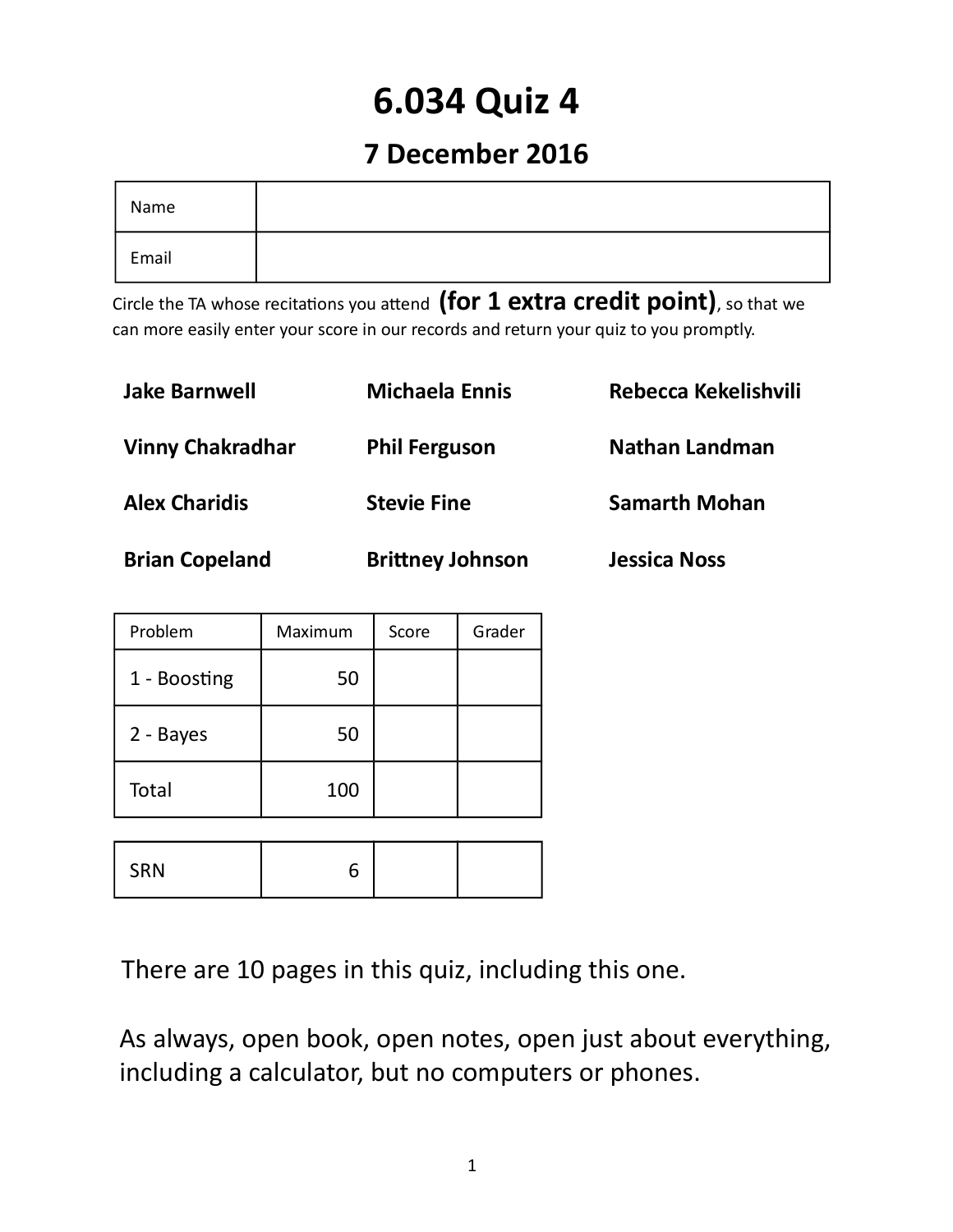# 6.034 Quiz 4

## 7 December 2016

| Name | |
|---|---|
| Email | |

Circle the TA whose recitations you attend **(for 1 extra credit point)**, so that we can more easily enter your score in our records and return your quiz to you promptly.

| | | |
|---|---|---|
| **Jake Barnwell** | **Michaela Ennis** | **Rebecca Kekelishvili** |
| **Vinny Chakradhar** | **Phil Ferguson** | **Nathan Landman** |
| **Alex Charidis** | **Stevie Fine** | **Samarth Mohan** |
| **Brian Copeland** | **Brittney Johnson** | **Jessica Noss** |

| Problem | Maximum | Score | Grader |
|---|---|---|---|
| 1 - Boosting | 50 | | |
| 2 - Bayes | 50 | | |
| Total | 100 | | |

| | | | |
|---|---|---|---|
| SRN | 6 | | |

There are 10 pages in this quiz, including this one.

As always, open book, open notes, open just about everything, including a calculator, but no computers or phones.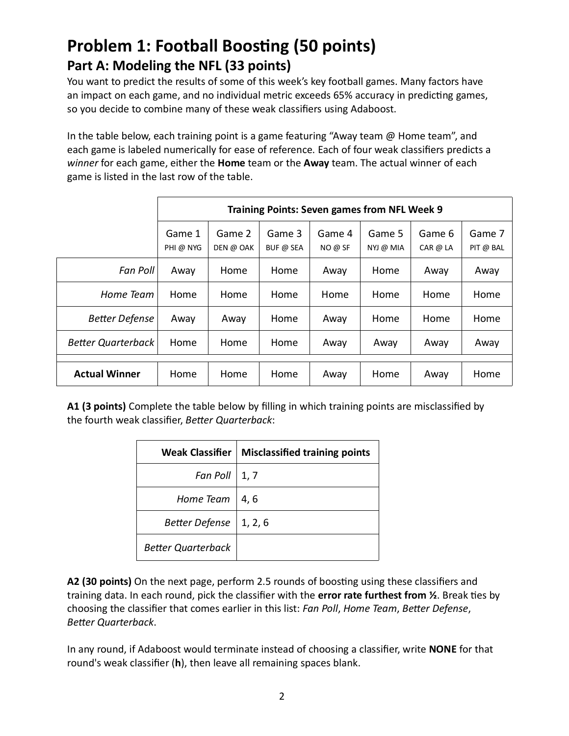# Problem 1: Football Boosting (50 points)

## Part A: Modeling the NFL (33 points)

You want to predict the results of some of this week's key football games. Many factors have an impact on each game, and no individual metric exceeds 65% accuracy in predicting games, so you decide to combine many of these weak classifiers using Adaboost.

In the table below, each training point is a game featuring "Away team @ Home team", and each game is labeled numerically for ease of reference. Each of four weak classifiers predicts a *winner* for each game, either the **Home** team or the **Away** team. The actual winner of each game is listed in the last row of the table.

| | **Training Points: Seven games from NFL Week 9** | | | | | | |
|---|---|---|---|---|---|---|---|
| | Game 1<br>PHI @ NYG | Game 2<br>DEN @ OAK | Game 3<br>BUF @ SEA | Game 4<br>NO @ SF | Game 5<br>NYJ @ MIA | Game 6<br>CAR @ LA | Game 7<br>PIT @ BAL |
| *Fan Poll* | Away | Home | Home | Away | Home | Away | Away |
| *Home Team* | Home | Home | Home | Home | Home | Home | Home |
| *Better Defense* | Away | Away | Home | Away | Home | Home | Home |
| *Better Quarterback* | Home | Home | Home | Away | Away | Away | Away |
| **Actual Winner** | Home | Home | Home | Away | Home | Away | Home |

**A1 (3 points)** Complete the table below by filling in which training points are misclassified by the fourth weak classifier, *Better Quarterback*:

| **Weak Classifier** | **Misclassified training points** |
|---|---|
| *Fan Poll* | 1, 7 |
| *Home Team* | 4, 6 |
| *Better Defense* | 1, 2, 6 |
| *Better Quarterback* | |

**A2 (30 points)** On the next page, perform 2.5 rounds of boosting using these classifiers and training data. In each round, pick the classifier with the **error rate furthest from ½**. Break ties by choosing the classifier that comes earlier in this list: *Fan Poll*, *Home Team*, *Better Defense*, *Better Quarterback*.

In any round, if Adaboost would terminate instead of choosing a classifier, write **NONE** for that round's weak classifier (**h**), then leave all remaining spaces blank.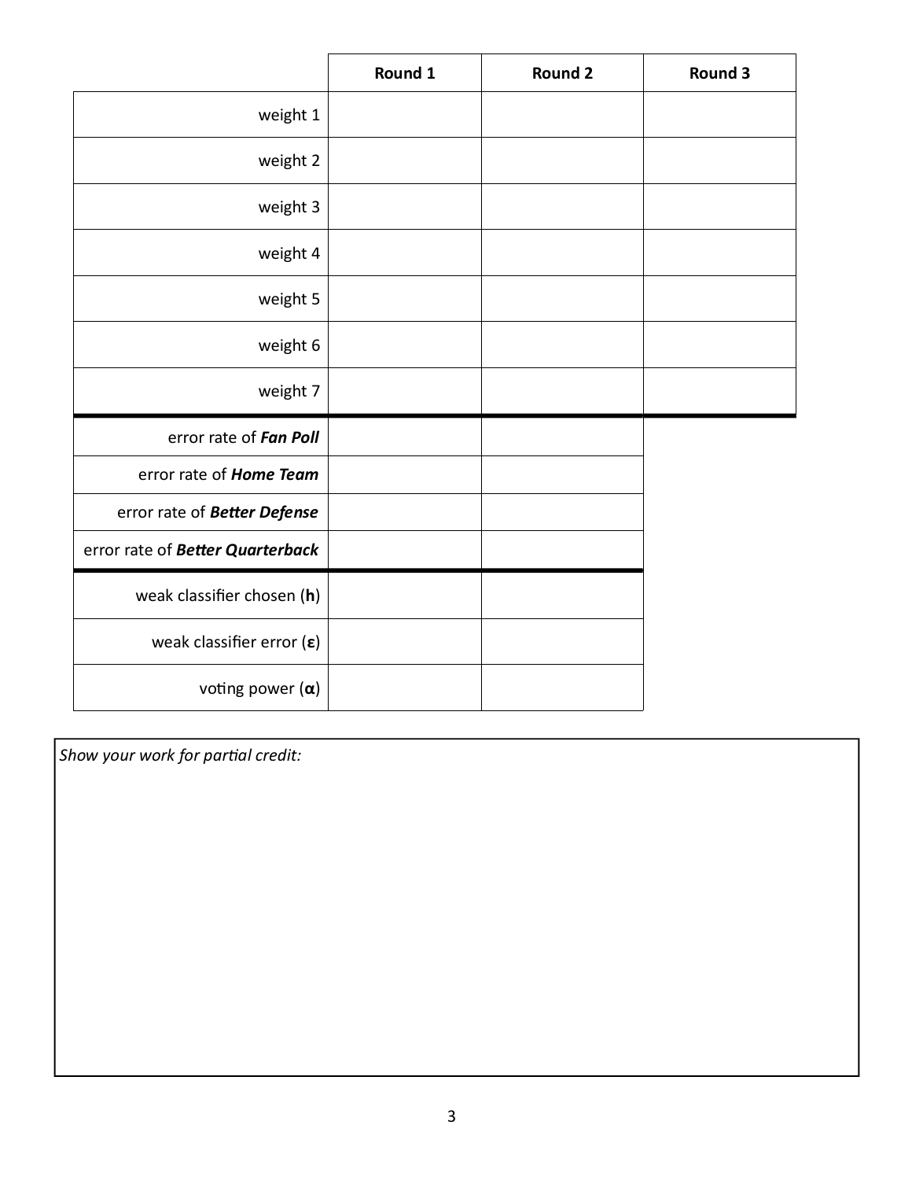| | Round 1 | Round 2 | Round 3 |
|---|---|---|---|
| weight 1 | | | |
| weight 2 | | | |
| weight 3 | | | |
| weight 4 | | | |
| weight 5 | | | |
| weight 6 | | | |
| weight 7 | | | |
| error rate of ***Fan Poll*** | | | |
| error rate of ***Home Team*** | | | |
| error rate of ***Better Defense*** | | | |
| error rate of ***Better Quarterback*** | | | |
| weak classifier chosen (**h**) | | | |
| weak classifier error (**ε**) | | | |
| voting power (**α**) | | | |

*Show your work for partial credit:*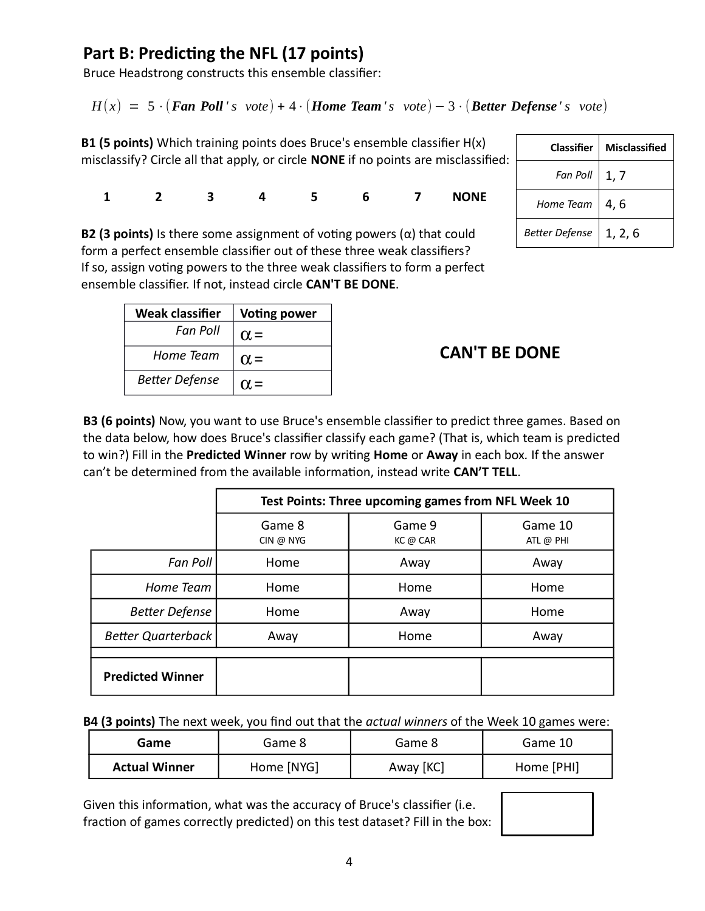## Part B: Predicting the NFL (17 points)

Bruce Headstrong constructs this ensemble classifier:

$$H(x) = 5 \cdot (\textbf{Fan Poll's vote}) + 4 \cdot (\textbf{Home Team's vote}) - 3 \cdot (\textbf{Better Defense's vote})$$

| Classifier | Misclassified |
|---|---|
| *Fan Poll* | 1, 7 |
| *Home Team* | 4, 6 |
| *Better Defense* | 1, 2, 6 |

**B1 (5 points)** Which training points does Bruce's ensemble classifier H(x) misclassify? Circle all that apply, or circle **NONE** if no points are misclassified:

**1 2 3 4 5 6 7 NONE**

**B2 (3 points)** Is there some assignment of voting powers (α) that could form a perfect ensemble classifier out of these three weak classifiers? If so, assign voting powers to the three weak classifiers to form a perfect ensemble classifier. If not, instead circle **CAN'T BE DONE**.

| Weak classifier | Voting power |
|---|---|
| *Fan Poll* | $\alpha =$ |
| *Home Team* | $\alpha =$ |
| *Better Defense* | $\alpha =$ |

**CAN'T BE DONE**

**B3 (6 points)** Now, you want to use Bruce's ensemble classifier to predict three games. Based on the data below, how does Bruce's classifier classify each game? (That is, which team is predicted to win?) Fill in the **Predicted Winner** row by writing **Home** or **Away** in each box. If the answer can't be determined from the available information, instead write **CAN'T TELL**.

| | **Test Points: Three upcoming games from NFL Week 10** | | |
|---|---|---|---|
| | Game 8<br>CIN @ NYG | Game 9<br>KC @ CAR | Game 10<br>ATL @ PHI |
| *Fan Poll* | Home | Away | Away |
| *Home Team* | Home | Home | Home |
| *Better Defense* | Home | Away | Home |
| *Better Quarterback* | Away | Home | Away |
| **Predicted Winner** | | | |

**B4 (3 points)** The next week, you find out that the *actual winners* of the Week 10 games were:

| **Game** | Game 8 | Game 8 | Game 10 |
|---|---|---|---|
| **Actual Winner** | Home [NYG] | Away [KC] | Home [PHI] |

Given this information, what was the accuracy of Bruce's classifier (i.e. fraction of games correctly predicted) on this test dataset? Fill in the box: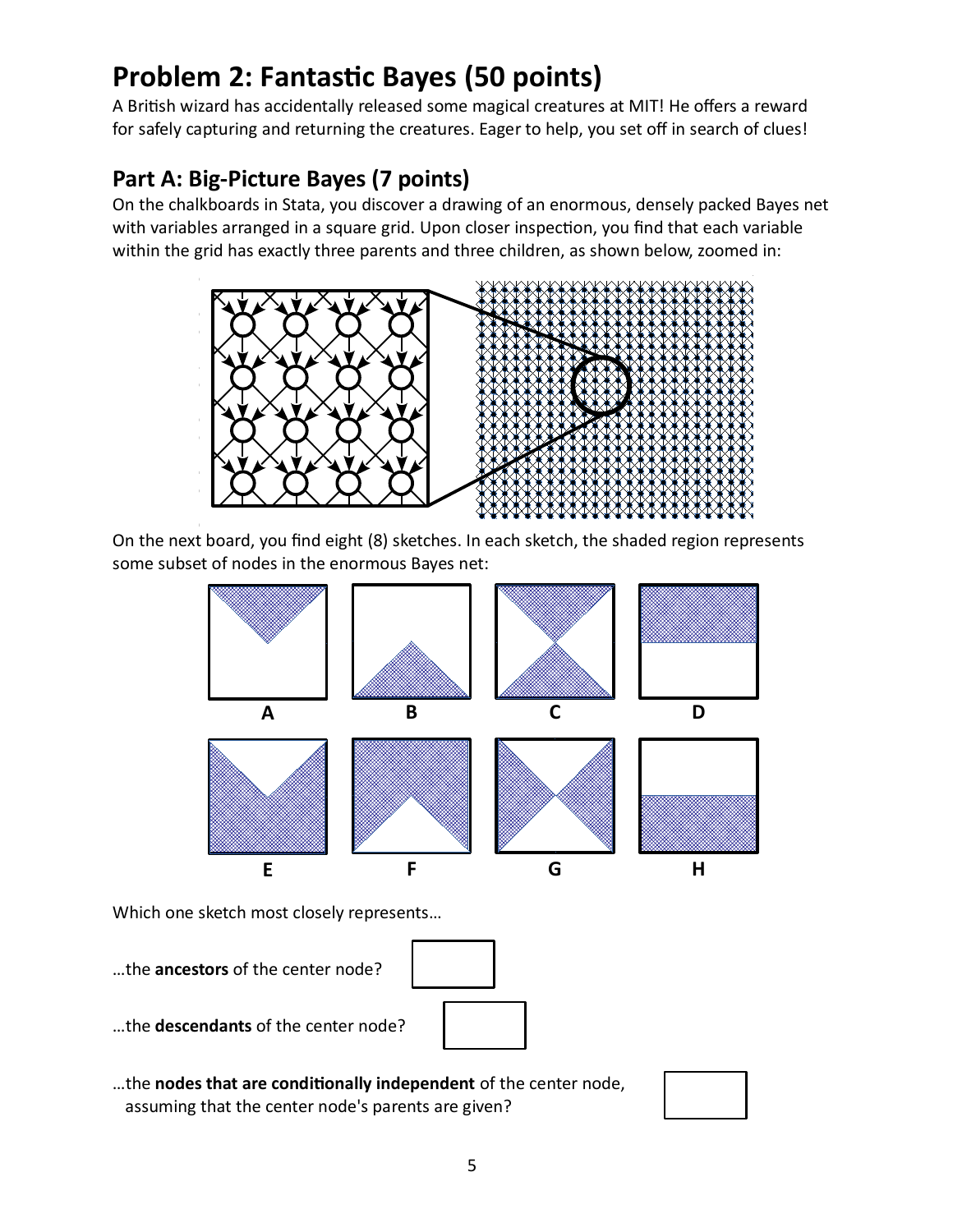# Problem 2: Fantastic Bayes (50 points)

A British wizard has accidentally released some magical creatures at MIT! He offers a reward for safely capturing and returning the creatures. Eager to help, you set off in search of clues!

## Part A: Big-Picture Bayes (7 points)

On the chalkboards in Stata, you discover a drawing of an enormous, densely packed Bayes net with variables arranged in a square grid. Upon closer inspection, you find that each variable within the grid has exactly three parents and three children, as shown below, zoomed in:

On the next board, you find eight (8) sketches. In each sketch, the shaded region represents some subset of nodes in the enormous Bayes net:

A B C D

E F G H

Which one sketch most closely represents…

…the **ancestors** of the center node?

…the **descendants** of the center node?

…the **nodes that are conditionally independent** of the center node, assuming that the center node's parents are given?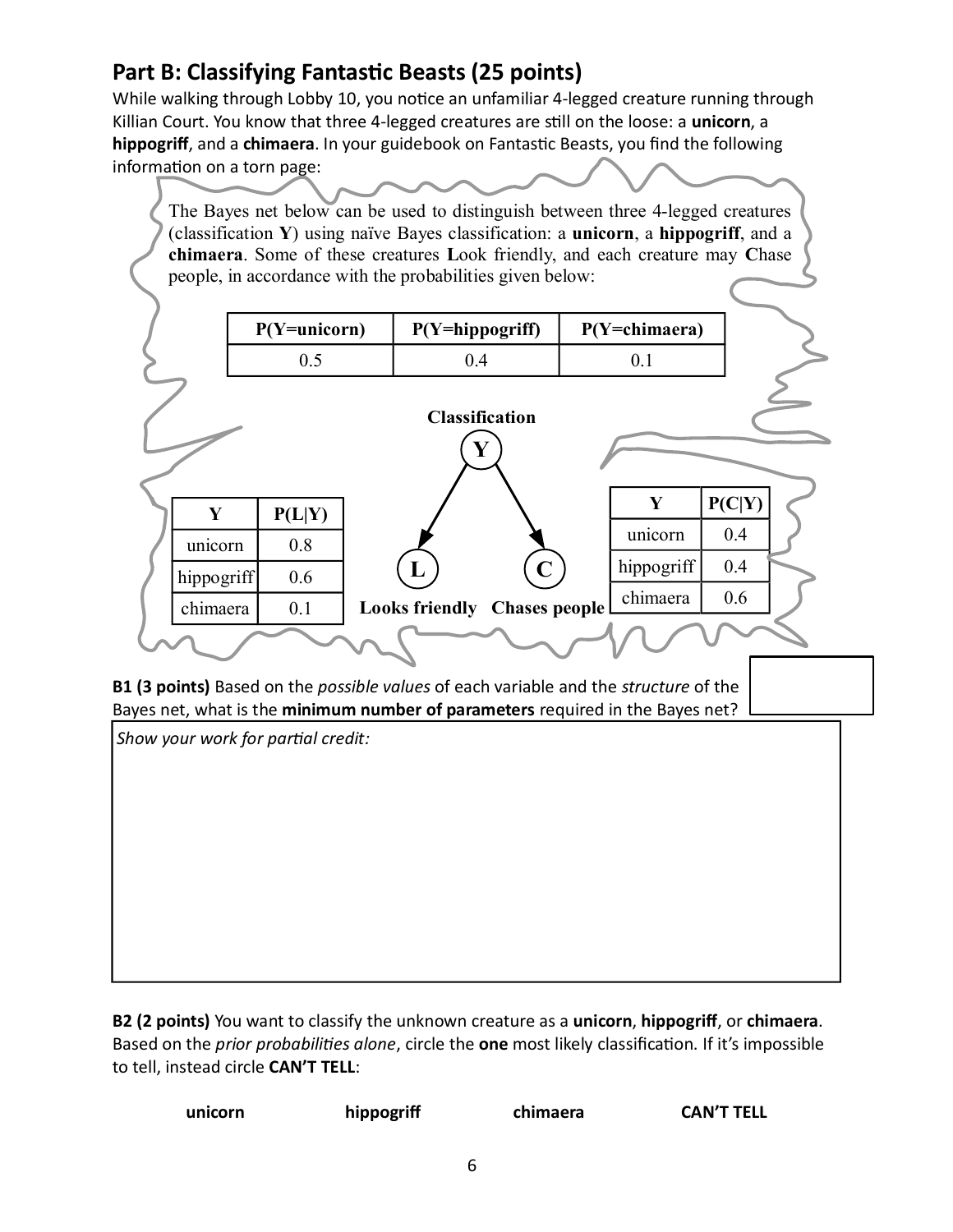## Part B: Classifying Fantastic Beasts (25 points)

While walking through Lobby 10, you notice an unfamiliar 4-legged creature running through Killian Court. You know that three 4-legged creatures are still on the loose: a **unicorn**, a **hippogriff**, and a **chimaera**. In your guidebook on Fantastic Beasts, you find the following information on a torn page:

> The Bayes net below can be used to distinguish between three 4-legged creatures (classification **Y**) using naïve Bayes classification: a **unicorn**, a **hippogriff**, and a **chimaera**. Some of these creatures **L**ook friendly, and each creature may **C**hase people, in accordance with the probabilities given below:

| P(Y=unicorn) | P(Y=hippogriff) | P(Y=chimaera) |
|---|---|---|
| 0.5 | 0.4 | 0.1 |

**Classification** Y → L (**Looks friendly**), Y → C (**Chases people**)

| Y | P(L\|Y) |
|---|---|
| unicorn | 0.8 |
| hippogriff | 0.6 |
| chimaera | 0.1 |

| Y | P(C\|Y) |
|---|---|
| unicorn | 0.4 |
| hippogriff | 0.4 |
| chimaera | 0.6 |

**B1 (3 points)** Based on the *possible values* of each variable and the *structure* of the Bayes net, what is the **minimum number of parameters** required in the Bayes net?

*Show your work for partial credit:*

**B2 (2 points)** You want to classify the unknown creature as a **unicorn**, **hippogriff**, or **chimaera**. Based on the *prior probabilities alone*, circle the **one** most likely classification. If it's impossible to tell, instead circle **CAN'T TELL**:

**unicorn** **hippogriff** **chimaera** **CAN'T TELL**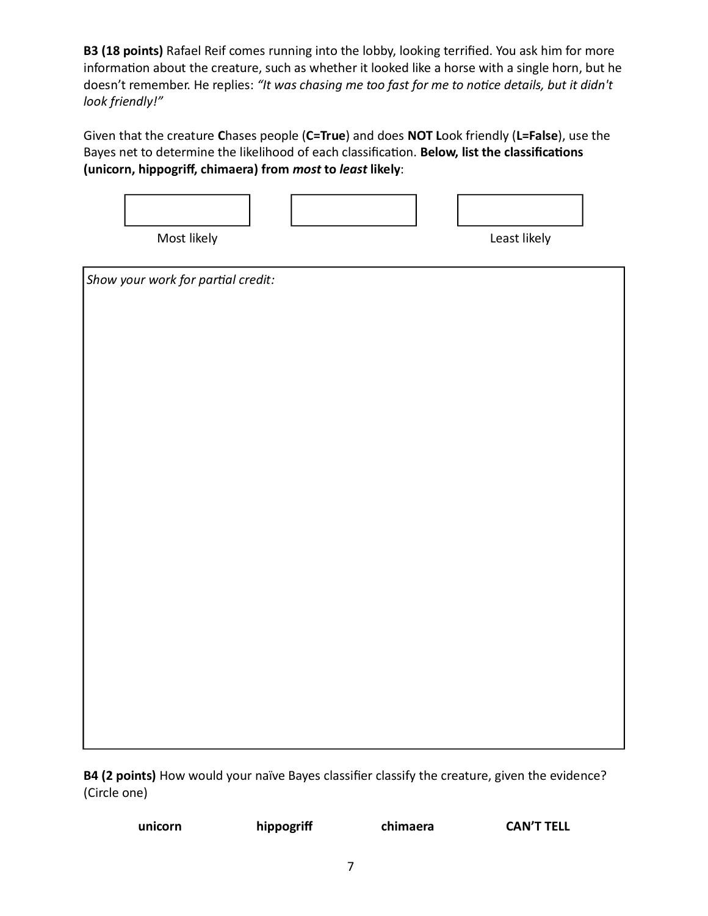**B3 (18 points)** Rafael Reif comes running into the lobby, looking terrified. You ask him for more information about the creature, such as whether it looked like a horse with a single horn, but he doesn't remember. He replies: *"It was chasing me too fast for me to notice details, but it didn't look friendly!"*

Given that the creature **C**hases people (**C=True**) and does **NOT L**ook friendly (**L=False**), use the Bayes net to determine the likelihood of each classification. **Below, list the classifications (unicorn, hippogriff, chimaera) from *most* to *least* likely**:

| | | |
|---|---|---|
| | | |
| Most likely | | Least likely |

*Show your work for partial credit:*

**B4 (2 points)** How would your naïve Bayes classifier classify the creature, given the evidence? (Circle one)

**unicorn** **hippogriff** **chimaera** **CAN'T TELL**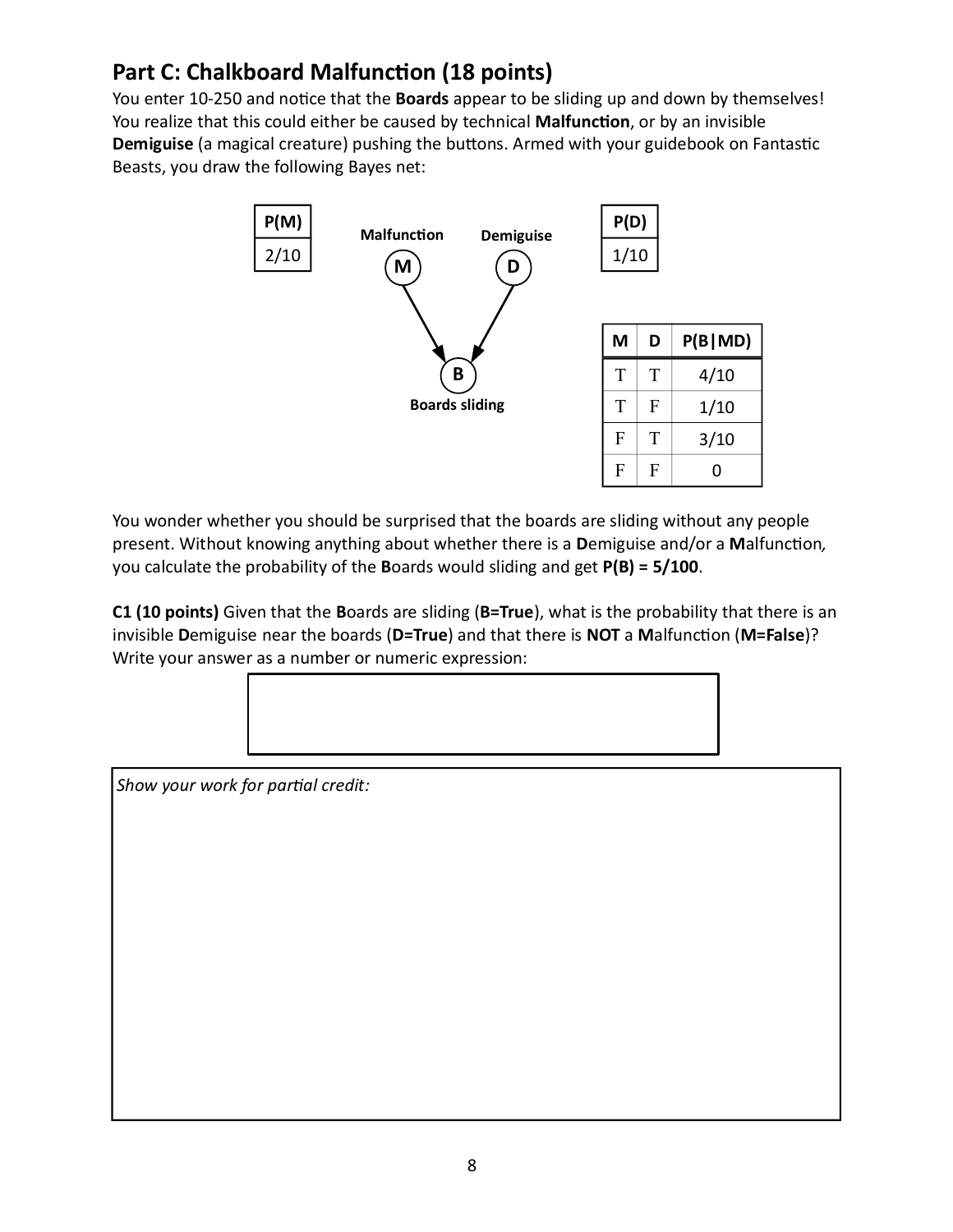## Part C: Chalkboard Malfunction (18 points)

You enter 10-250 and notice that the **Boards** appear to be sliding up and down by themselves! You realize that this could either be caused by technical **Malfunction**, or by an invisible **Demiguise** (a magical creature) pushing the buttons. Armed with your guidebook on Fantastic Beasts, you draw the following Bayes net:

Bayes net: **Malfunction** (M) → **Boards sliding** (B) ← **Demiguise** (D)

| P(M) |
|---|
| 2/10 |

| P(D) |
|---|
| 1/10 |

| M | D | P(B\|MD) |
|---|---|---|
| T | T | 4/10 |
| T | F | 1/10 |
| F | T | 3/10 |
| F | F | 0 |

You wonder whether you should be surprised that the boards are sliding without any people present. Without knowing anything about whether there is a **D**emiguise and/or a **M**alfunction*,* you calculate the probability of the **B**oards would sliding and get **P(B) = 5/100**.

**C1 (10 points)** Given that the **B**oards are sliding (**B=True**), what is the probability that there is an invisible **D**emiguise near the boards (**D=True**) and that there is **NOT** a **M**alfunction (**M=False**)? Write your answer as a number or numeric expression:

*Show your work for partial credit:*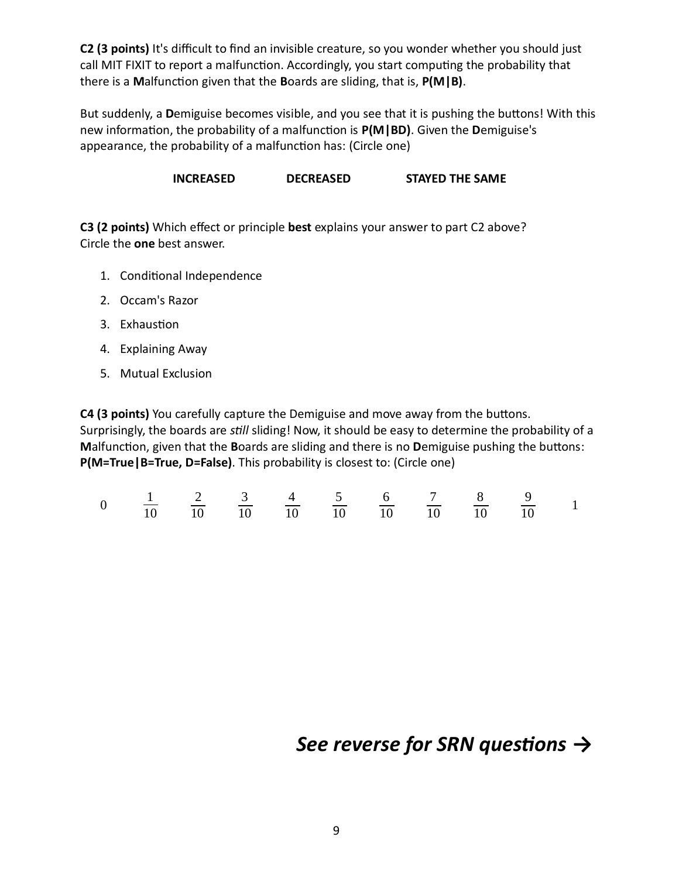**C2 (3 points)** It's difficult to find an invisible creature, so you wonder whether you should just call MIT FIXIT to report a malfunction. Accordingly, you start computing the probability that there is a **M**alfunction given that the **B**oards are sliding, that is, **P(M|B)**.

But suddenly, a **D**emiguise becomes visible, and you see that it is pushing the buttons! With this new information, the probability of a malfunction is **P(M|BD)**. Given the **D**emiguise's appearance, the probability of a malfunction has: (Circle one)

**INCREASED** **DECREASED** **STAYED THE SAME**

**C3 (2 points)** Which effect or principle **best** explains your answer to part C2 above? Circle the **one** best answer.

1. Conditional Independence
2. Occam's Razor
3. Exhaustion
4. Explaining Away
5. Mutual Exclusion

**C4 (3 points)** You carefully capture the Demiguise and move away from the buttons. Surprisingly, the boards are *still* sliding! Now, it should be easy to determine the probability of a **M**alfunction, given that the **B**oards are sliding and there is no **D**emiguise pushing the buttons: **P(M=True|B=True, D=False)**. This probability is closest to: (Circle one)

$0 \quad \frac{1}{10} \quad \frac{2}{10} \quad \frac{3}{10} \quad \frac{4}{10} \quad \frac{5}{10} \quad \frac{6}{10} \quad \frac{7}{10} \quad \frac{8}{10} \quad \frac{9}{10} \quad 1$

***See reverse for SRN questions →***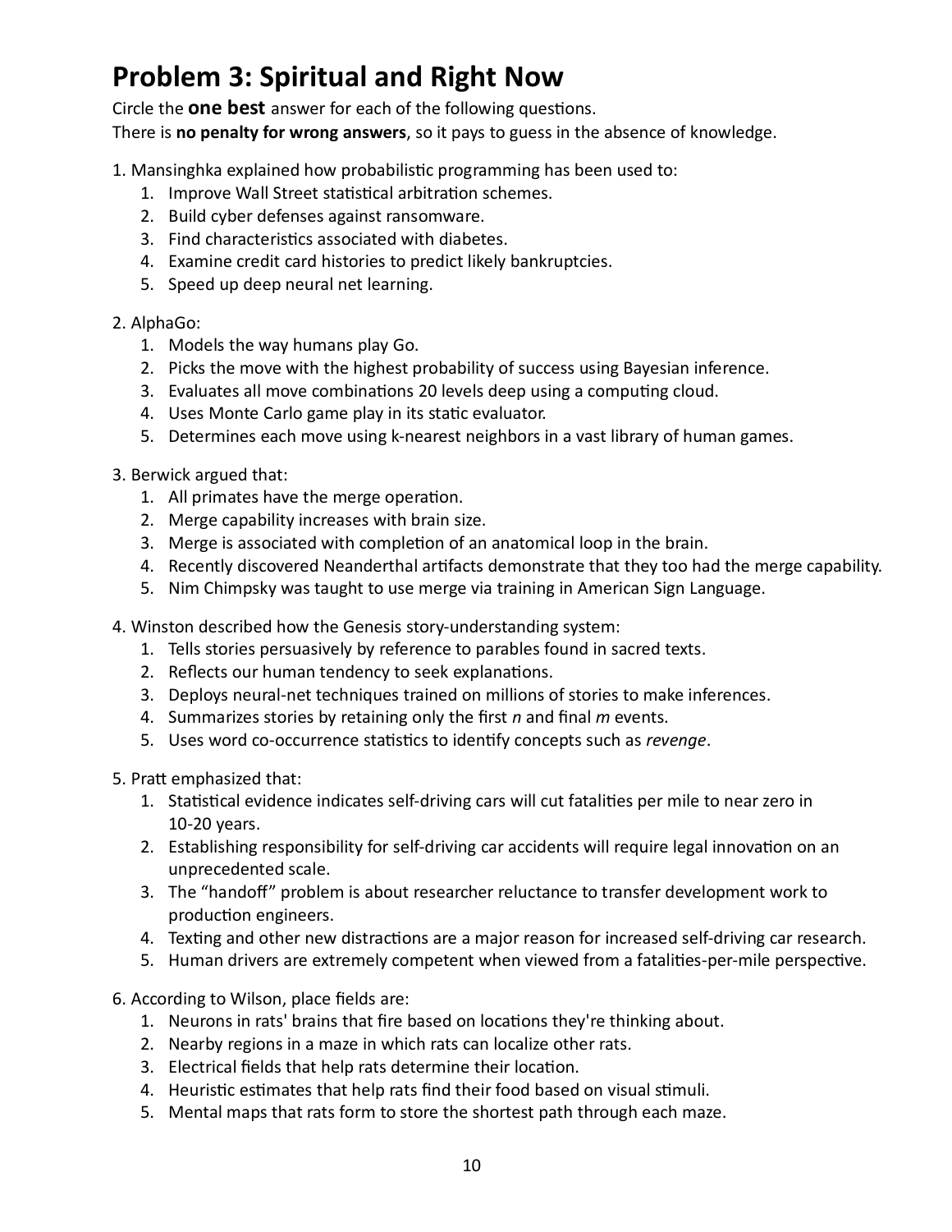# Problem 3: Spiritual and Right Now

Circle the **one best** answer for each of the following questions.
There is **no penalty for wrong answers**, so it pays to guess in the absence of knowledge.

1. Mansinghka explained how probabilistic programming has been used to:
    1. Improve Wall Street statistical arbitration schemes.
    2. Build cyber defenses against ransomware.
    3. Find characteristics associated with diabetes.
    4. Examine credit card histories to predict likely bankruptcies.
    5. Speed up deep neural net learning.

2. AlphaGo:
    1. Models the way humans play Go.
    2. Picks the move with the highest probability of success using Bayesian inference.
    3. Evaluates all move combinations 20 levels deep using a computing cloud.
    4. Uses Monte Carlo game play in its static evaluator.
    5. Determines each move using k-nearest neighbors in a vast library of human games.

3. Berwick argued that:
    1. All primates have the merge operation.
    2. Merge capability increases with brain size.
    3. Merge is associated with completion of an anatomical loop in the brain.
    4. Recently discovered Neanderthal artifacts demonstrate that they too had the merge capability.
    5. Nim Chimpsky was taught to use merge via training in American Sign Language.

4. Winston described how the Genesis story-understanding system:
    1. Tells stories persuasively by reference to parables found in sacred texts.
    2. Reflects our human tendency to seek explanations.
    3. Deploys neural-net techniques trained on millions of stories to make inferences.
    4. Summarizes stories by retaining only the first *n* and final *m* events.
    5. Uses word co-occurrence statistics to identify concepts such as *revenge*.

5. Pratt emphasized that:
    1. Statistical evidence indicates self-driving cars will cut fatalities per mile to near zero in 10-20 years.
    2. Establishing responsibility for self-driving car accidents will require legal innovation on an unprecedented scale.
    3. The "handoff" problem is about researcher reluctance to transfer development work to production engineers.
    4. Texting and other new distractions are a major reason for increased self-driving car research.
    5. Human drivers are extremely competent when viewed from a fatalities-per-mile perspective.

6. According to Wilson, place fields are:
    1. Neurons in rats' brains that fire based on locations they're thinking about.
    2. Nearby regions in a maze in which rats can localize other rats.
    3. Electrical fields that help rats determine their location.
    4. Heuristic estimates that help rats find their food based on visual stimuli.
    5. Mental maps that rats form to store the shortest path through each maze.